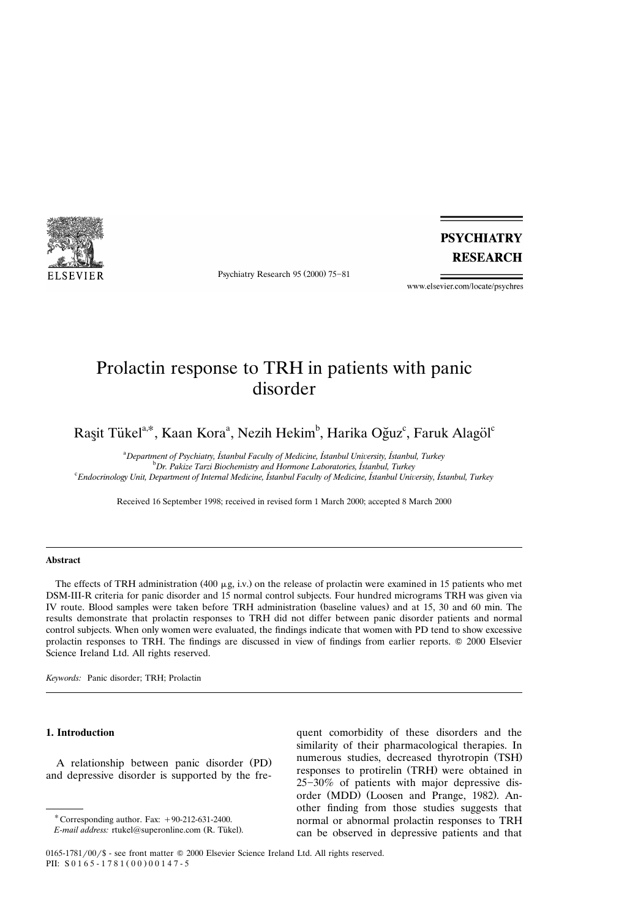# Prolactin response to TRH in patients with panic disorder

Raşit Tükel[a,*], Kaan Kora[a], Nezih Hekim[b], Harika Oğuz[c], Faruk Alagöl[c]

[a]Department of Psychiatry, İstanbul Faculty of Medicine, İstanbul University, İstanbul, Turkey

[b]Dr. Pakize Tarzi Biochemistry and Hormone Laboratories, İstanbul, Turkey

[c]Endocrinology Unit, Department of Internal Medicine, İstanbul Faculty of Medicine, İstanbul University, İstanbul, Turkey

Received 16 September 1998; received in revised form 1 March 2000; accepted 8 March 2000

## Abstract

The effects of TRH administration (400 μg, i.v.) on the release of prolactin were examined in 15 patients who met DSM-III-R criteria for panic disorder and 15 normal control subjects. Four hundred micrograms TRH was given via IV route. Blood samples were taken before TRH administration (baseline values) and at 15, 30 and 60 min. The results demonstrate that prolactin responses to TRH did not differ between panic disorder patients and normal control subjects. When only women were evaluated, the findings indicate that women with PD tend to show excessive prolactin responses to TRH. The findings are discussed in view of findings from earlier reports. © 2000 Elsevier Science Ireland Ltd. All rights reserved.

*Keywords:* Panic disorder; TRH; Prolactin

## 1. Introduction

A relationship between panic disorder (PD) and depressive disorder is supported by the frequent comorbidity of these disorders and the similarity of their pharmacological therapies. In numerous studies, decreased thyrotropin (TSH) responses to protirelin (TRH) were obtained in 25–30% of patients with major depressive disorder (MDD) (Loosen and Prange, 1982). Another finding from those studies suggests that normal or abnormal prolactin responses to TRH can be observed in depressive patients and that

* Corresponding author. Fax: +90-212-631-2400.
*E-mail address:* rtukel@superonline.com (R. Tükel).

0165-1781/00/$ - see front matter © 2000 Elsevier Science Ireland Ltd. All rights reserved.
PII: S0165-1781(00)00147-5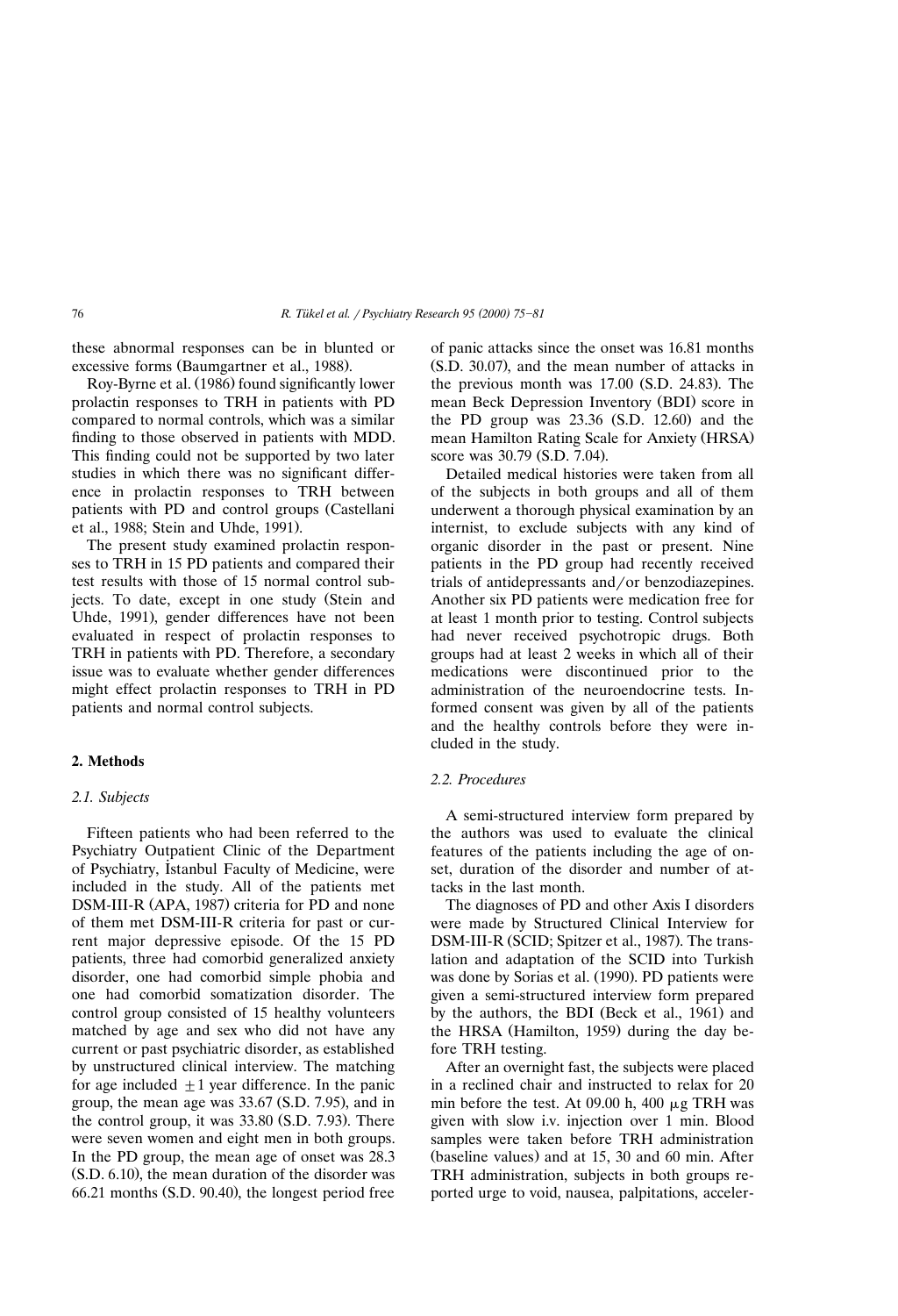these abnormal responses can be in blunted or excessive forms (Baumgartner et al., 1988).

Roy-Byrne et al. (1986) found significantly lower prolactin responses to TRH in patients with PD compared to normal controls, which was a similar finding to those observed in patients with MDD. This finding could not be supported by two later studies in which there was no significant difference in prolactin responses to TRH between patients with PD and control groups (Castellani et al., 1988; Stein and Uhde, 1991).

The present study examined prolactin responses to TRH in 15 PD patients and compared their test results with those of 15 normal control subjects. To date, except in one study (Stein and Uhde, 1991), gender differences have not been evaluated in respect of prolactin responses to TRH in patients with PD. Therefore, a secondary issue was to evaluate whether gender differences might effect prolactin responses to TRH in PD patients and normal control subjects.

## 2. Methods

### 2.1. Subjects

Fifteen patients who had been referred to the Psychiatry Outpatient Clinic of the Department of Psychiatry, İstanbul Faculty of Medicine, were included in the study. All of the patients met DSM-III-R (APA, 1987) criteria for PD and none of them met DSM-III-R criteria for past or current major depressive episode. Of the 15 PD patients, three had comorbid generalized anxiety disorder, one had comorbid simple phobia and one had comorbid somatization disorder. The control group consisted of 15 healthy volunteers matched by age and sex who did not have any current or past psychiatric disorder, as established by unstructured clinical interview. The matching for age included $\pm 1$ year difference. In the panic group, the mean age was 33.67 (S.D. 7.95), and in the control group, it was 33.80 (S.D. 7.93). There were seven women and eight men in both groups. In the PD group, the mean age of onset was 28.3 (S.D. 6.10), the mean duration of the disorder was 66.21 months (S.D. 90.40), the longest period free of panic attacks since the onset was 16.81 months (S.D. 30.07), and the mean number of attacks in the previous month was 17.00 (S.D. 24.83). The mean Beck Depression Inventory (BDI) score in the PD group was 23.36 (S.D. 12.60) and the mean Hamilton Rating Scale for Anxiety (HRSA) score was 30.79 (S.D. 7.04).

Detailed medical histories were taken from all of the subjects in both groups and all of them underwent a thorough physical examination by an internist, to exclude subjects with any kind of organic disorder in the past or present. Nine patients in the PD group had recently received trials of antidepressants and/or benzodiazepines. Another six PD patients were medication free for at least 1 month prior to testing. Control subjects had never received psychotropic drugs. Both groups had at least 2 weeks in which all of their medications were discontinued prior to the administration of the neuroendocrine tests. Informed consent was given by all of the patients and the healthy controls before they were included in the study.

### 2.2. Procedures

A semi-structured interview form prepared by the authors was used to evaluate the clinical features of the patients including the age of onset, duration of the disorder and number of attacks in the last month.

The diagnoses of PD and other Axis I disorders were made by Structured Clinical Interview for DSM-III-R (SCID; Spitzer et al., 1987). The translation and adaptation of the SCID into Turkish was done by Sorias et al. (1990). PD patients were given a semi-structured interview form prepared by the authors, the BDI (Beck et al., 1961) and the HRSA (Hamilton, 1959) during the day before TRH testing.

After an overnight fast, the subjects were placed in a reclined chair and instructed to relax for 20 min before the test. At 09.00 h, 400 μg TRH was given with slow i.v. injection over 1 min. Blood samples were taken before TRH administration (baseline values) and at 15, 30 and 60 min. After TRH administration, subjects in both groups reported urge to void, nausea, palpitations, acceler-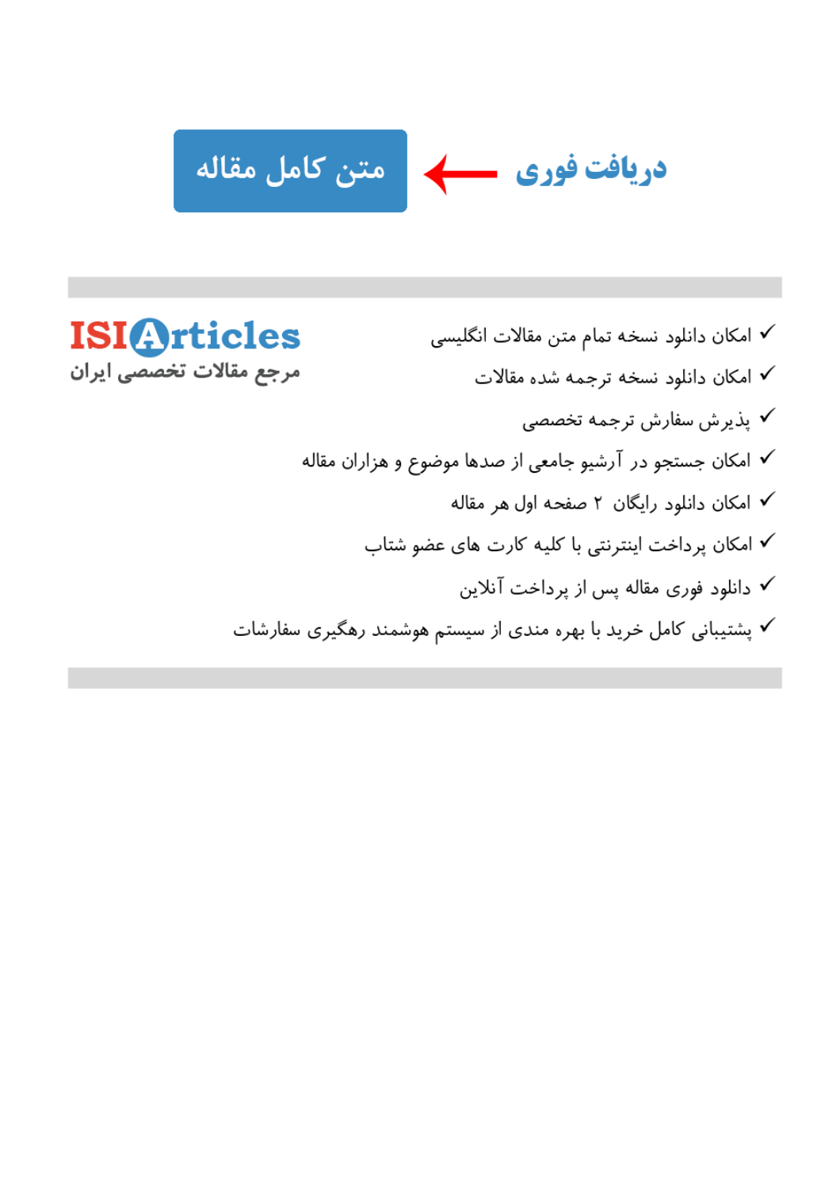دریافت فوری ← **متن کامل مقاله**

**ISIArticles**
مرجع مقالات تخصصی ایران

- ✓ امکان دانلود نسخه تمام متن مقالات انگلیسی
- ✓ امکان دانلود نسخه ترجمه شده مقالات
- ✓ پذیرش سفارش ترجمه تخصصی
- ✓ امکان جستجو در آرشیو جامعی از صدها موضوع و هزاران مقاله
- ✓ امکان دانلود رایگان ۲ صفحه اول هر مقاله
- ✓ امکان پرداخت اینترنتی با کلیه کارت های عضو شتاب
- ✓ دانلود فوری مقاله پس از پرداخت آنلاین
- ✓ پشتیبانی کامل خرید با بهره مندی از سیستم هوشمند رهگیری سفارشات